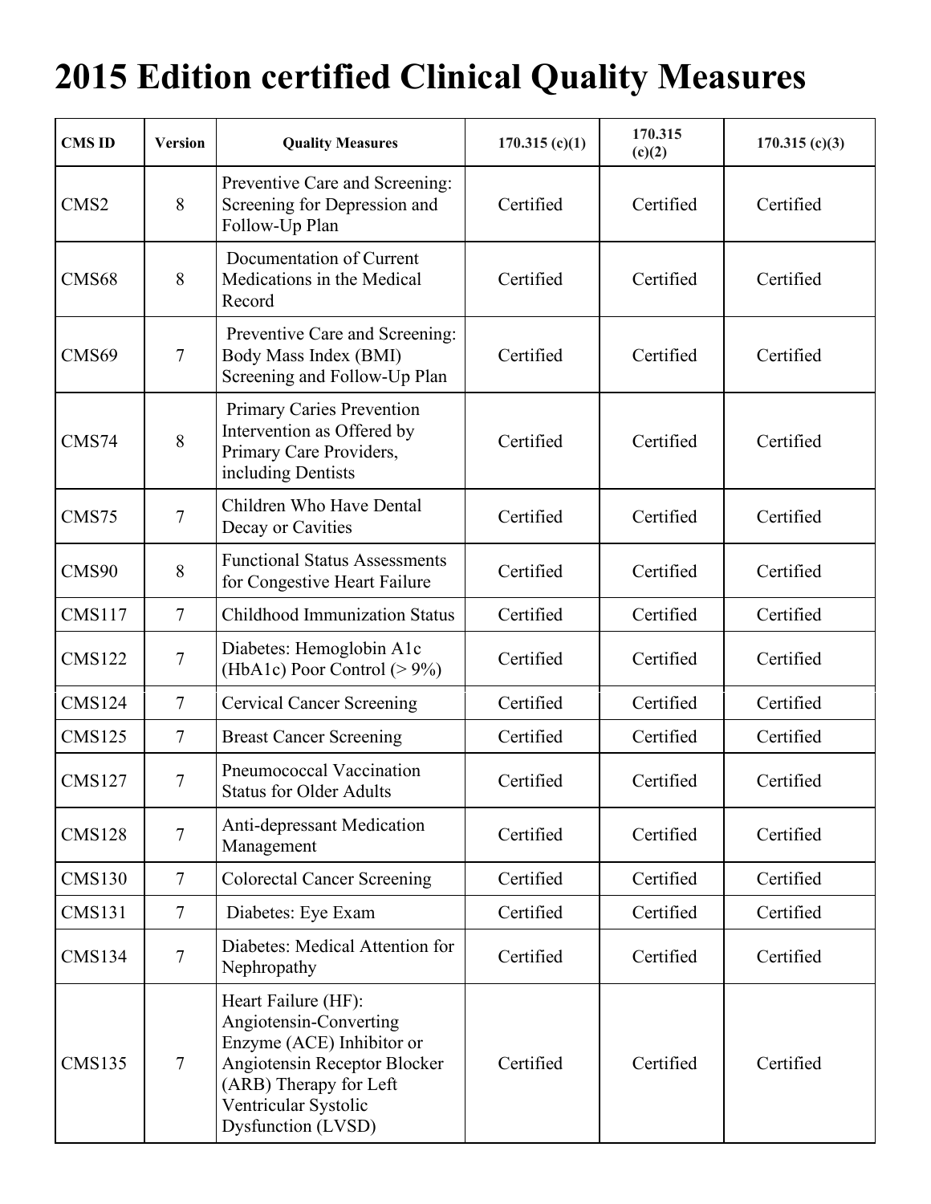# 2015 Edition certified Clinical Quality Measures

| CMS ID | Version | Quality Measures | 170.315 (c)(1) | 170.315 (c)(2) | 170.315 (c)(3) |
|---|---|---|---|---|---|
| CMS2 | 8 | Preventive Care and Screening: Screening for Depression and Follow-Up Plan | Certified | Certified | Certified |
| CMS68 | 8 | Documentation of Current Medications in the Medical Record | Certified | Certified | Certified |
| CMS69 | 7 | Preventive Care and Screening: Body Mass Index (BMI) Screening and Follow-Up Plan | Certified | Certified | Certified |
| CMS74 | 8 | Primary Caries Prevention Intervention as Offered by Primary Care Providers, including Dentists | Certified | Certified | Certified |
| CMS75 | 7 | Children Who Have Dental Decay or Cavities | Certified | Certified | Certified |
| CMS90 | 8 | Functional Status Assessments for Congestive Heart Failure | Certified | Certified | Certified |
| CMS117 | 7 | Childhood Immunization Status | Certified | Certified | Certified |
| CMS122 | 7 | Diabetes: Hemoglobin A1c (HbA1c) Poor Control (> 9%) | Certified | Certified | Certified |
| CMS124 | 7 | Cervical Cancer Screening | Certified | Certified | Certified |
| CMS125 | 7 | Breast Cancer Screening | Certified | Certified | Certified |
| CMS127 | 7 | Pneumococcal Vaccination Status for Older Adults | Certified | Certified | Certified |
| CMS128 | 7 | Anti-depressant Medication Management | Certified | Certified | Certified |
| CMS130 | 7 | Colorectal Cancer Screening | Certified | Certified | Certified |
| CMS131 | 7 | Diabetes: Eye Exam | Certified | Certified | Certified |
| CMS134 | 7 | Diabetes: Medical Attention for Nephropathy | Certified | Certified | Certified |
| CMS135 | 7 | Heart Failure (HF): Angiotensin-Converting Enzyme (ACE) Inhibitor or Angiotensin Receptor Blocker (ARB) Therapy for Left Ventricular Systolic Dysfunction (LVSD) | Certified | Certified | Certified |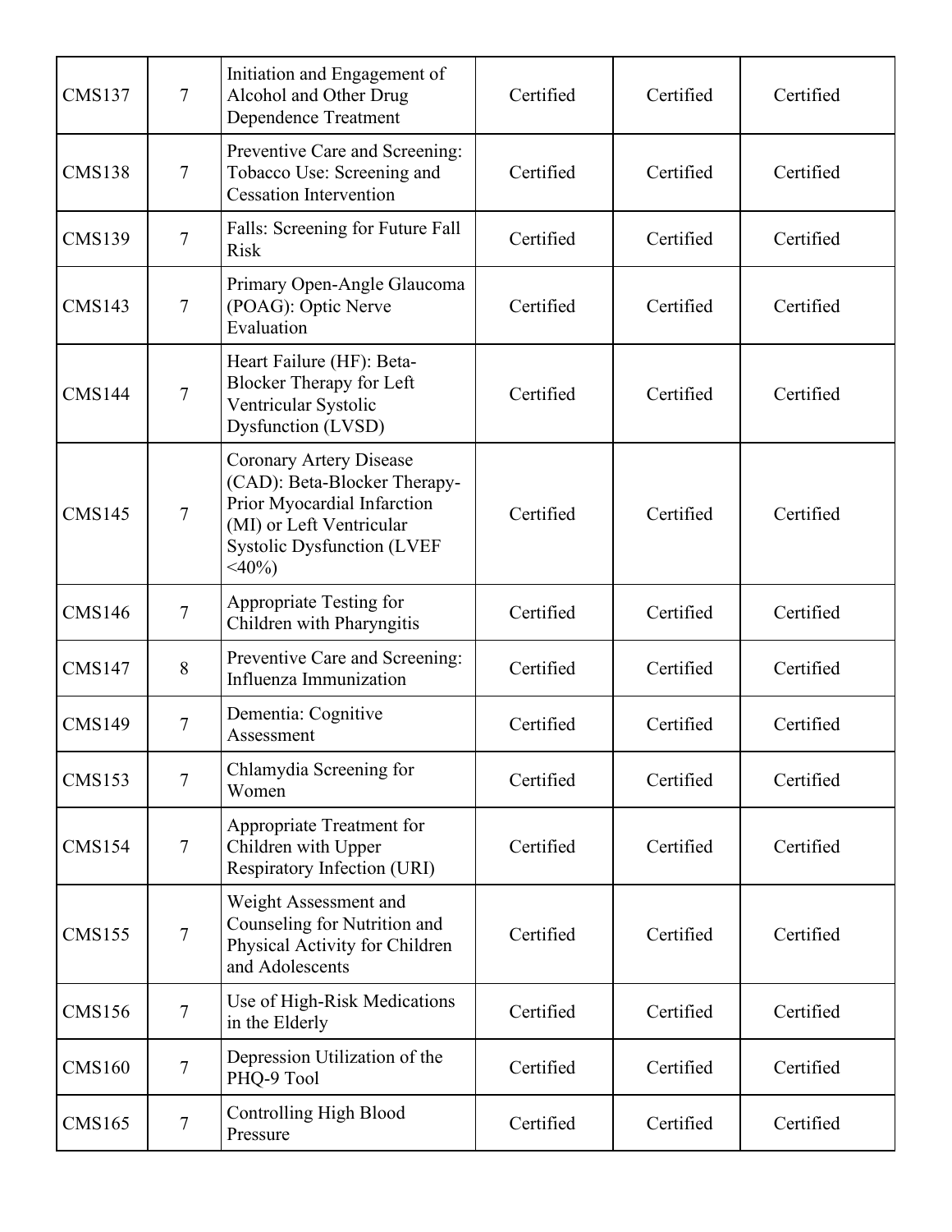| | | | | | |
|---|---|---|---|---|---|
| CMS137 | 7 | Initiation and Engagement of Alcohol and Other Drug Dependence Treatment | Certified | Certified | Certified |
| CMS138 | 7 | Preventive Care and Screening: Tobacco Use: Screening and Cessation Intervention | Certified | Certified | Certified |
| CMS139 | 7 | Falls: Screening for Future Fall Risk | Certified | Certified | Certified |
| CMS143 | 7 | Primary Open-Angle Glaucoma (POAG): Optic Nerve Evaluation | Certified | Certified | Certified |
| CMS144 | 7 | Heart Failure (HF): Beta-Blocker Therapy for Left Ventricular Systolic Dysfunction (LVSD) | Certified | Certified | Certified |
| CMS145 | 7 | Coronary Artery Disease (CAD): Beta-Blocker Therapy-Prior Myocardial Infarction (MI) or Left Ventricular Systolic Dysfunction (LVEF <40%) | Certified | Certified | Certified |
| CMS146 | 7 | Appropriate Testing for Children with Pharyngitis | Certified | Certified | Certified |
| CMS147 | 8 | Preventive Care and Screening: Influenza Immunization | Certified | Certified | Certified |
| CMS149 | 7 | Dementia: Cognitive Assessment | Certified | Certified | Certified |
| CMS153 | 7 | Chlamydia Screening for Women | Certified | Certified | Certified |
| CMS154 | 7 | Appropriate Treatment for Children with Upper Respiratory Infection (URI) | Certified | Certified | Certified |
| CMS155 | 7 | Weight Assessment and Counseling for Nutrition and Physical Activity for Children and Adolescents | Certified | Certified | Certified |
| CMS156 | 7 | Use of High-Risk Medications in the Elderly | Certified | Certified | Certified |
| CMS160 | 7 | Depression Utilization of the PHQ-9 Tool | Certified | Certified | Certified |
| CMS165 | 7 | Controlling High Blood Pressure | Certified | Certified | Certified |